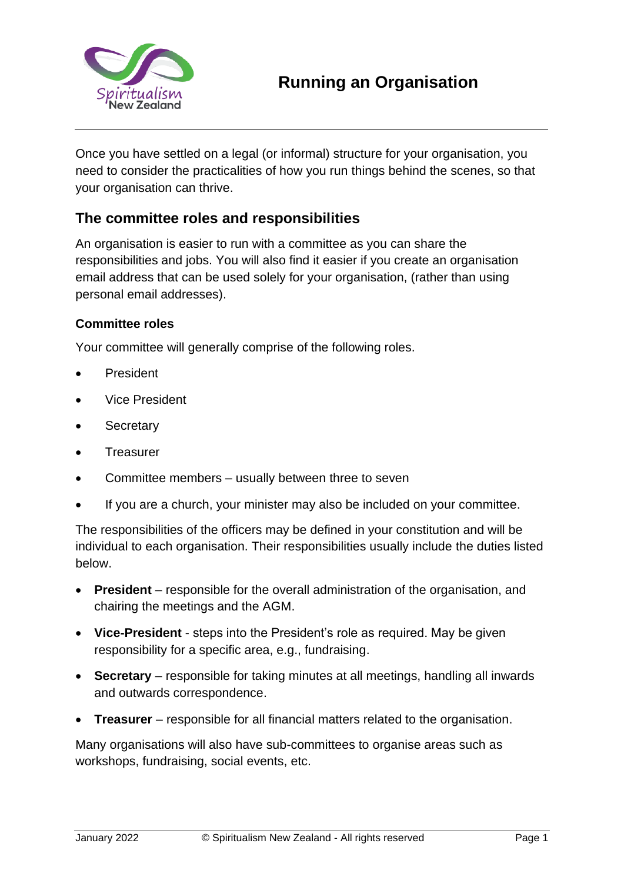# Running an Organisation

Once you have settled on a legal (or informal) structure for your organisation, you need to consider the practicalities of how you run things behind the scenes, so that your organisation can thrive.

## The committee roles and responsibilities

An organisation is easier to run with a committee as you can share the responsibilities and jobs. You will also find it easier if you create an organisation email address that can be used solely for your organisation, (rather than using personal email addresses).

### Committee roles

Your committee will generally comprise of the following roles.

- President
- Vice President
- Secretary
- Treasurer
- Committee members – usually between three to seven
- If you are a church, your minister may also be included on your committee.

The responsibilities of the officers may be defined in your constitution and will be individual to each organisation. Their responsibilities usually include the duties listed below.

- **President** – responsible for the overall administration of the organisation, and chairing the meetings and the AGM.
- **Vice-President** - steps into the President's role as required. May be given responsibility for a specific area, e.g., fundraising.
- **Secretary** – responsible for taking minutes at all meetings, handling all inwards and outwards correspondence.
- **Treasurer** – responsible for all financial matters related to the organisation.

Many organisations will also have sub-committees to organise areas such as workshops, fundraising, social events, etc.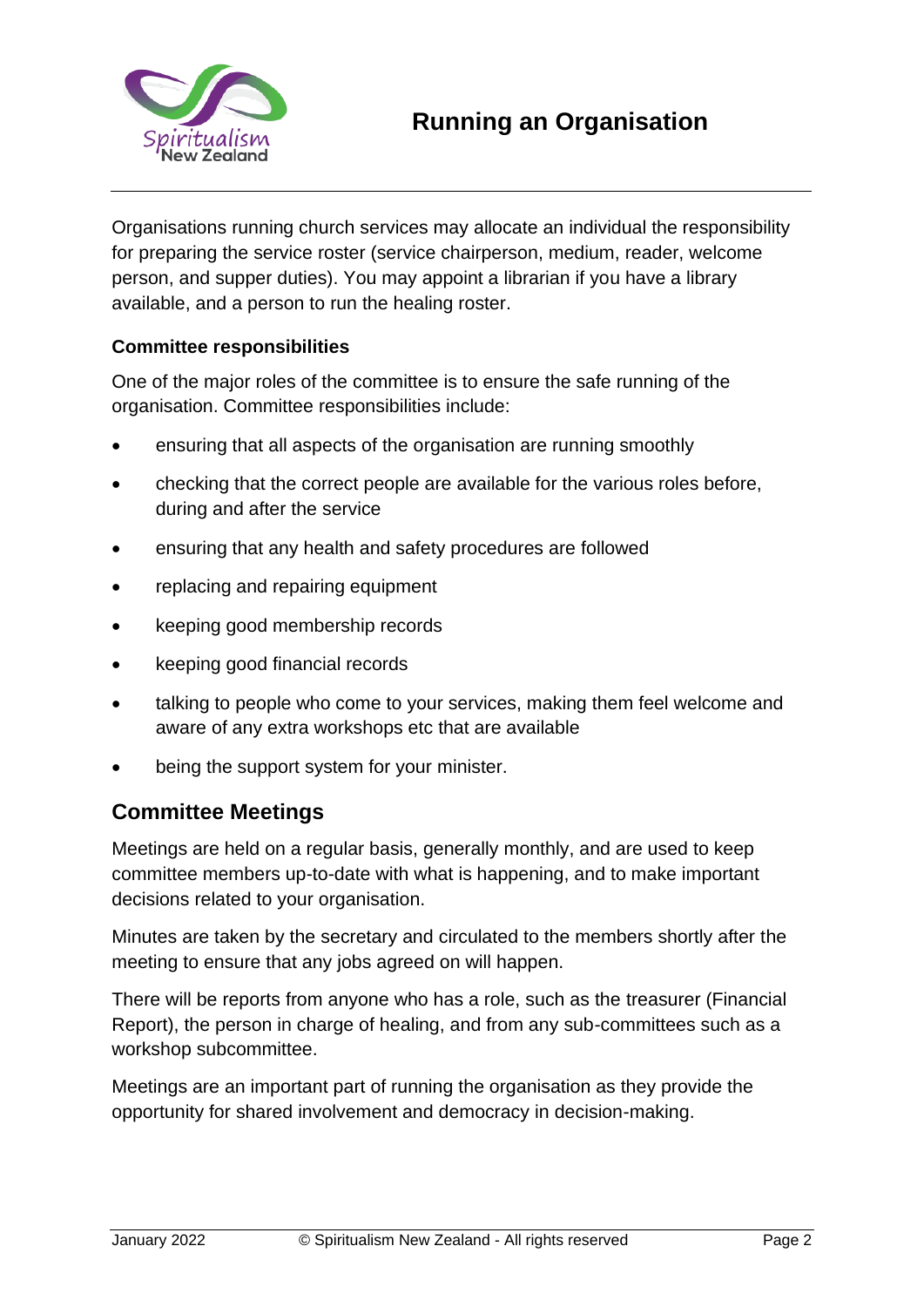Organisations running church services may allocate an individual the responsibility for preparing the service roster (service chairperson, medium, reader, welcome person, and supper duties). You may appoint a librarian if you have a library available, and a person to run the healing roster.

**Committee responsibilities**

One of the major roles of the committee is to ensure the safe running of the organisation. Committee responsibilities include:

- ensuring that all aspects of the organisation are running smoothly
- checking that the correct people are available for the various roles before, during and after the service
- ensuring that any health and safety procedures are followed
- replacing and repairing equipment
- keeping good membership records
- keeping good financial records
- talking to people who come to your services, making them feel welcome and aware of any extra workshops etc that are available
- being the support system for your minister.

## Committee Meetings

Meetings are held on a regular basis, generally monthly, and are used to keep committee members up-to-date with what is happening, and to make important decisions related to your organisation.

Minutes are taken by the secretary and circulated to the members shortly after the meeting to ensure that any jobs agreed on will happen.

There will be reports from anyone who has a role, such as the treasurer (Financial Report), the person in charge of healing, and from any sub-committees such as a workshop subcommittee.

Meetings are an important part of running the organisation as they provide the opportunity for shared involvement and democracy in decision-making.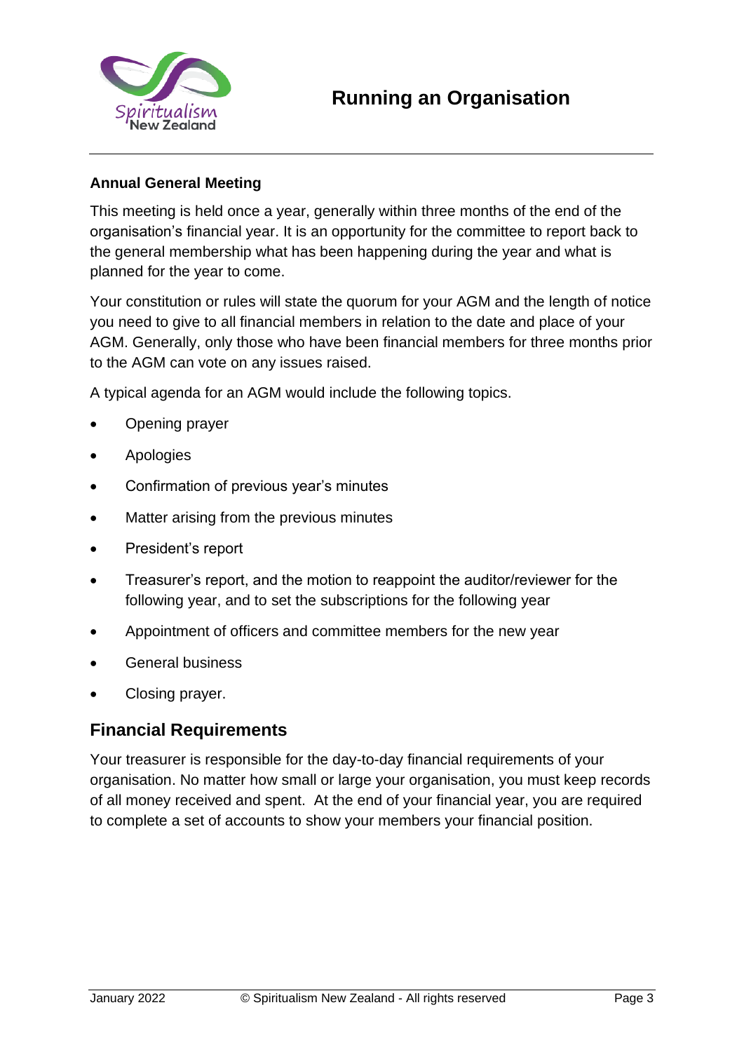**Annual General Meeting**

This meeting is held once a year, generally within three months of the end of the organisation's financial year. It is an opportunity for the committee to report back to the general membership what has been happening during the year and what is planned for the year to come.

Your constitution or rules will state the quorum for your AGM and the length of notice you need to give to all financial members in relation to the date and place of your AGM. Generally, only those who have been financial members for three months prior to the AGM can vote on any issues raised.

A typical agenda for an AGM would include the following topics.

- Opening prayer
- Apologies
- Confirmation of previous year's minutes
- Matter arising from the previous minutes
- President's report
- Treasurer's report, and the motion to reappoint the auditor/reviewer for the following year, and to set the subscriptions for the following year
- Appointment of officers and committee members for the new year
- General business
- Closing prayer.

## Financial Requirements

Your treasurer is responsible for the day-to-day financial requirements of your organisation. No matter how small or large your organisation, you must keep records of all money received and spent. At the end of your financial year, you are required to complete a set of accounts to show your members your financial position.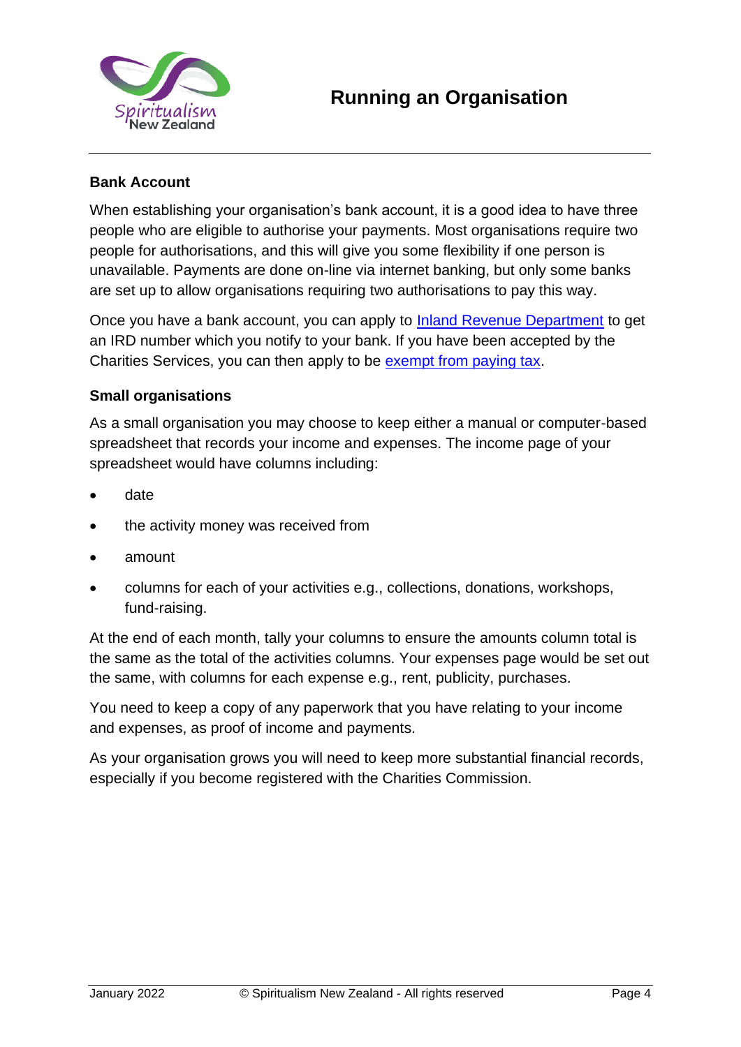## Bank Account

When establishing your organisation's bank account, it is a good idea to have three people who are eligible to authorise your payments. Most organisations require two people for authorisations, and this will give you some flexibility if one person is unavailable. Payments are done on-line via internet banking, but only some banks are set up to allow organisations requiring two authorisations to pay this way.

Once you have a bank account, you can apply to Inland Revenue Department to get an IRD number which you notify to your bank. If you have been accepted by the Charities Services, you can then apply to be exempt from paying tax.

## Small organisations

As a small organisation you may choose to keep either a manual or computer-based spreadsheet that records your income and expenses. The income page of your spreadsheet would have columns including:

- date
- the activity money was received from
- amount
- columns for each of your activities e.g., collections, donations, workshops, fund-raising.

At the end of each month, tally your columns to ensure the amounts column total is the same as the total of the activities columns. Your expenses page would be set out the same, with columns for each expense e.g., rent, publicity, purchases.

You need to keep a copy of any paperwork that you have relating to your income and expenses, as proof of income and payments.

As your organisation grows you will need to keep more substantial financial records, especially if you become registered with the Charities Commission.